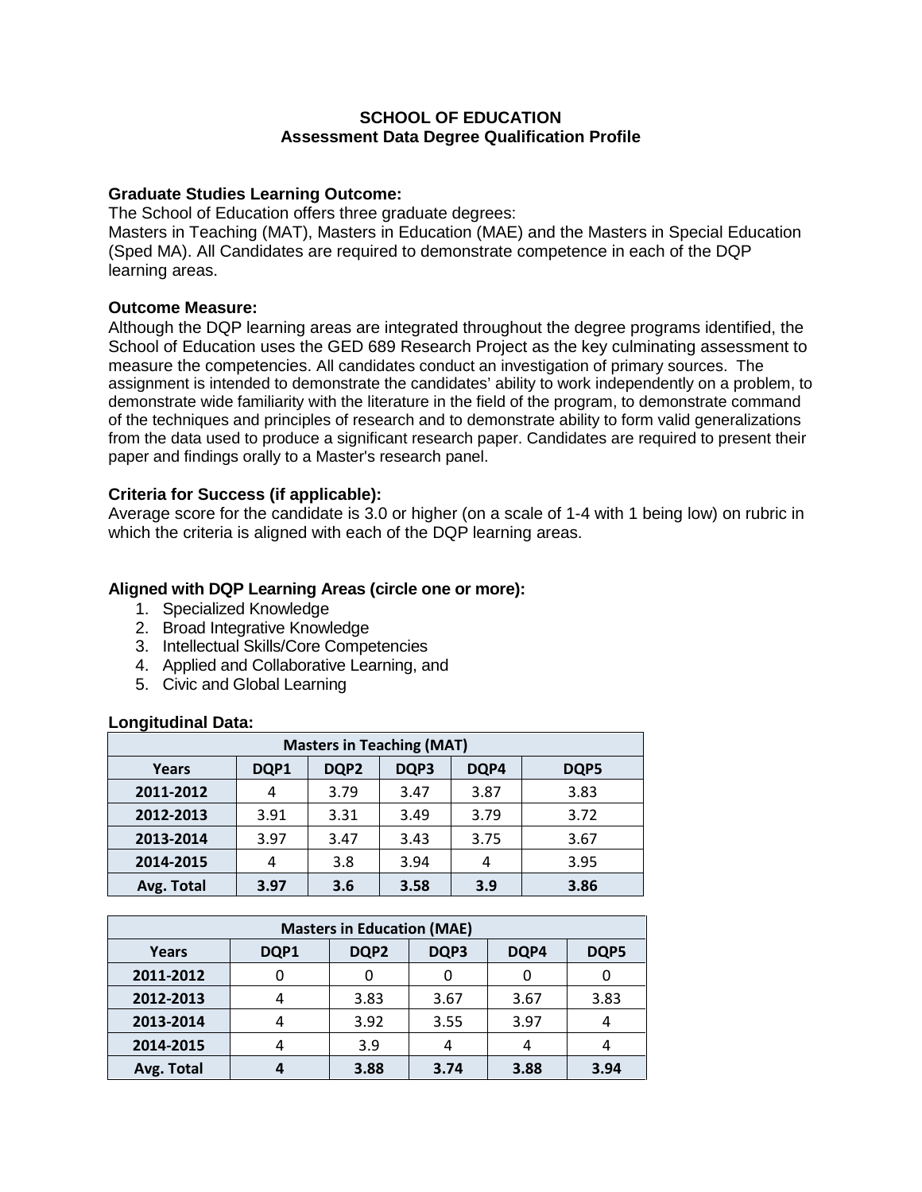# SCHOOL OF EDUCATION
## Assessment Data Degree Qualification Profile

**Graduate Studies Learning Outcome:**
The School of Education offers three graduate degrees:
Masters in Teaching (MAT), Masters in Education (MAE) and the Masters in Special Education (Sped MA). All Candidates are required to demonstrate competence in each of the DQP learning areas.

**Outcome Measure:**
Although the DQP learning areas are integrated throughout the degree programs identified, the School of Education uses the GED 689 Research Project as the key culminating assessment to measure the competencies. All candidates conduct an investigation of primary sources. The assignment is intended to demonstrate the candidates' ability to work independently on a problem, to demonstrate wide familiarity with the literature in the field of the program, to demonstrate command of the techniques and principles of research and to demonstrate ability to form valid generalizations from the data used to produce a significant research paper. Candidates are required to present their paper and findings orally to a Master's research panel.

**Criteria for Success (if applicable):**
Average score for the candidate is 3.0 or higher (on a scale of 1-4 with 1 being low) on rubric in which the criteria is aligned with each of the DQP learning areas.

**Aligned with DQP Learning Areas (circle one or more):**

1. Specialized Knowledge
2. Broad Integrative Knowledge
3. Intellectual Skills/Core Competencies
4. Applied and Collaborative Learning, and
5. Civic and Global Learning

**Longitudinal Data:**

| Masters in Teaching (MAT) | | | | | |
|---|---|---|---|---|---|
| **Years** | **DQP1** | **DQP2** | **DQP3** | **DQP4** | **DQP5** |
| **2011-2012** | 4 | 3.79 | 3.47 | 3.87 | 3.83 |
| **2012-2013** | 3.91 | 3.31 | 3.49 | 3.79 | 3.72 |
| **2013-2014** | 3.97 | 3.47 | 3.43 | 3.75 | 3.67 |
| **2014-2015** | 4 | 3.8 | 3.94 | 4 | 3.95 |
| **Avg. Total** | **3.97** | **3.6** | **3.58** | **3.9** | **3.86** |

| Masters in Education (MAE) | | | | | |
|---|---|---|---|---|---|
| **Years** | **DQP1** | **DQP2** | **DQP3** | **DQP4** | **DQP5** |
| **2011-2012** | 0 | 0 | 0 | 0 | 0 |
| **2012-2013** | 4 | 3.83 | 3.67 | 3.67 | 3.83 |
| **2013-2014** | 4 | 3.92 | 3.55 | 3.97 | 4 |
| **2014-2015** | 4 | 3.9 | 4 | 4 | 4 |
| **Avg. Total** | **4** | **3.88** | **3.74** | **3.88** | **3.94** |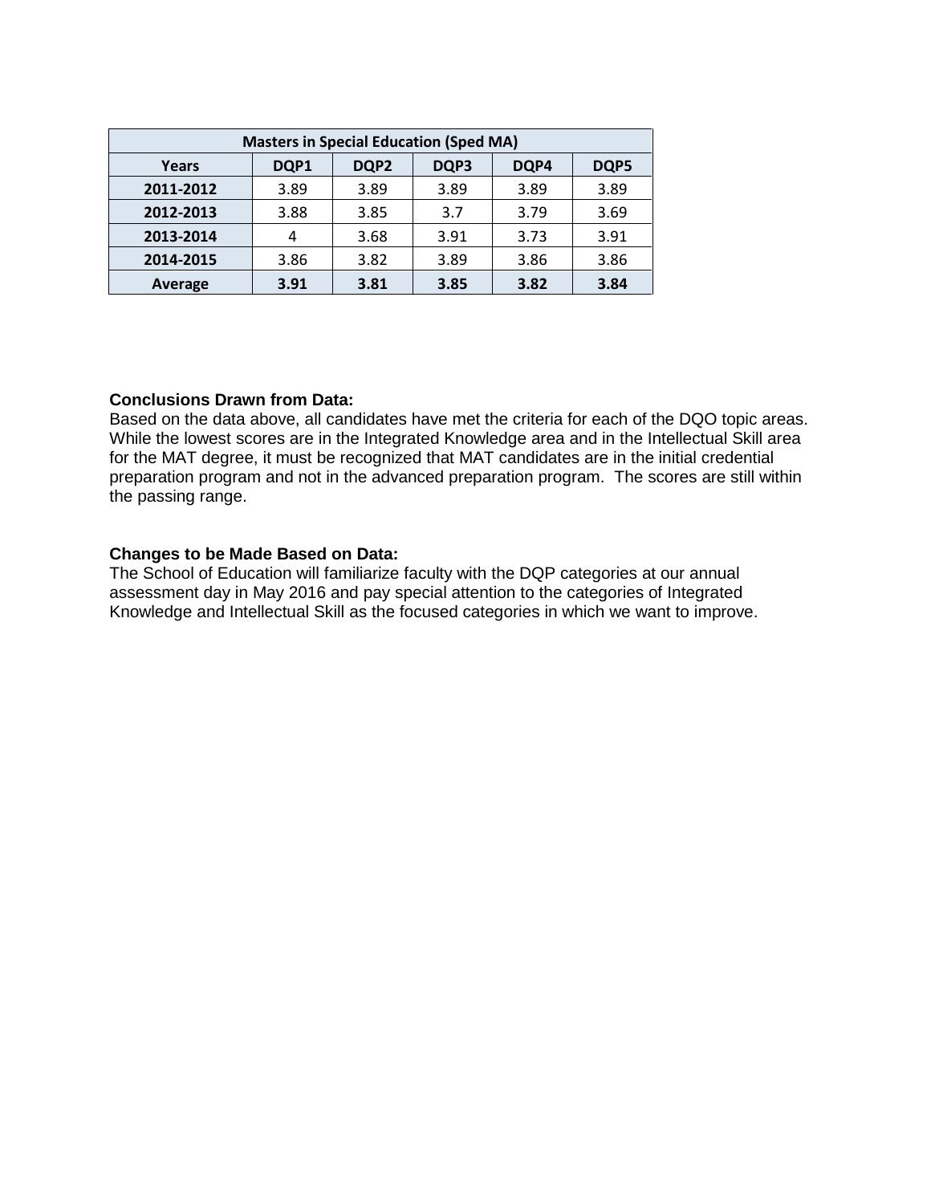| Masters in Special Education (Sped MA) | | | | | |
|---|---|---|---|---|---|
| **Years** | **DQP1** | **DQP2** | **DQP3** | **DQP4** | **DQP5** |
| **2011-2012** | 3.89 | 3.89 | 3.89 | 3.89 | 3.89 |
| **2012-2013** | 3.88 | 3.85 | 3.7 | 3.79 | 3.69 |
| **2013-2014** | 4 | 3.68 | 3.91 | 3.73 | 3.91 |
| **2014-2015** | 3.86 | 3.82 | 3.89 | 3.86 | 3.86 |
| **Average** | **3.91** | **3.81** | **3.85** | **3.82** | **3.84** |

**Conclusions Drawn from Data:**
Based on the data above, all candidates have met the criteria for each of the DQO topic areas. While the lowest scores are in the Integrated Knowledge area and in the Intellectual Skill area for the MAT degree, it must be recognized that MAT candidates are in the initial credential preparation program and not in the advanced preparation program. The scores are still within the passing range.

**Changes to be Made Based on Data:**
The School of Education will familiarize faculty with the DQP categories at our annual assessment day in May 2016 and pay special attention to the categories of Integrated Knowledge and Intellectual Skill as the focused categories in which we want to improve.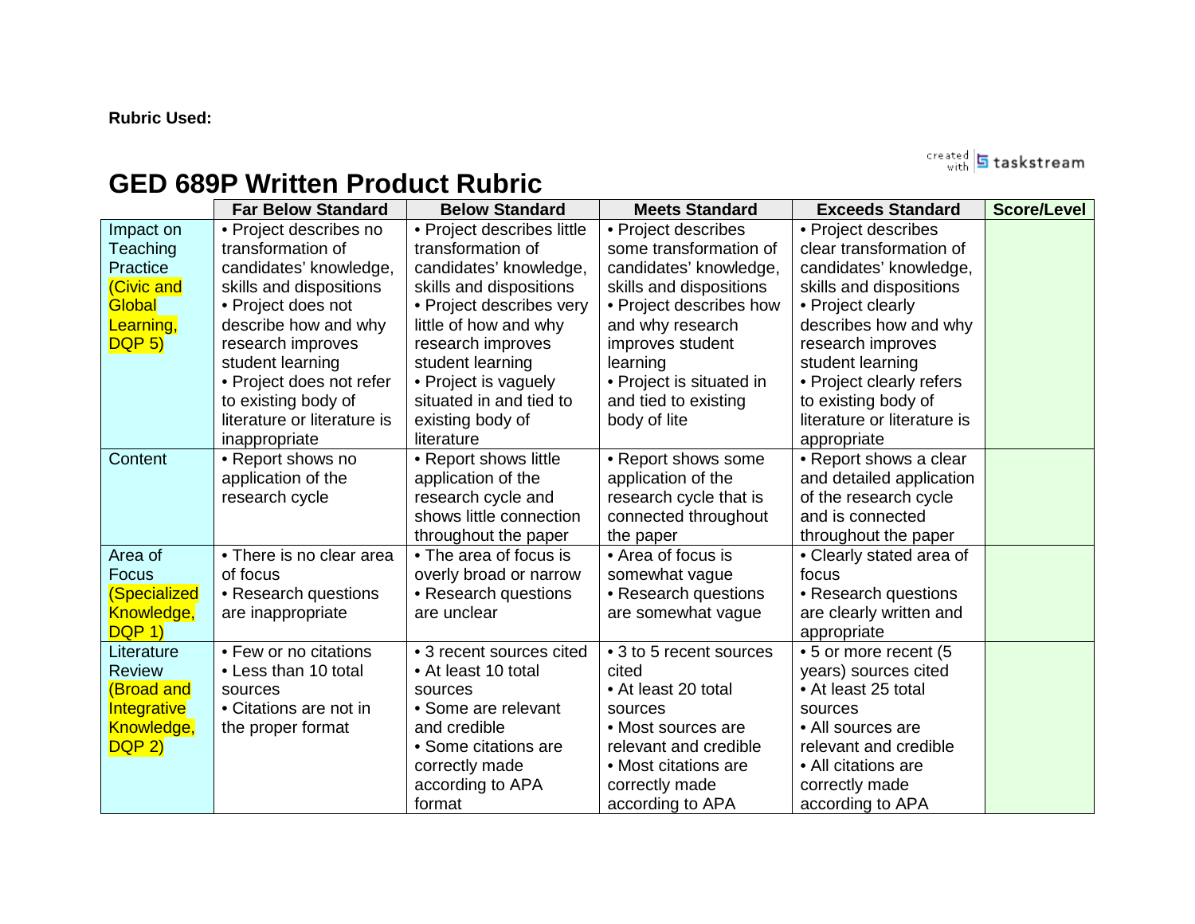**Rubric Used:**

# GED 689P Written Product Rubric

| | Far Below Standard | Below Standard | Meets Standard | Exceeds Standard | Score/Level |
|---|---|---|---|---|---|
| Impact on Teaching Practice (Civic and Global Learning, DQP 5) | • Project describes no transformation of candidates' knowledge, skills and dispositions • Project does not describe how and why research improves student learning • Project does not refer to existing body of literature or literature is inappropriate | • Project describes little transformation of candidates' knowledge, skills and dispositions • Project describes very little of how and why research improves student learning • Project is vaguely situated in and tied to existing body of literature | • Project describes some transformation of candidates' knowledge, skills and dispositions • Project describes how and why research improves student learning • Project is situated in and tied to existing body of lite | • Project describes clear transformation of candidates' knowledge, skills and dispositions • Project clearly describes how and why research improves student learning • Project clearly refers to existing body of literature or literature is appropriate | |
| Content | • Report shows no application of the research cycle | • Report shows little application of the research cycle and shows little connection throughout the paper | • Report shows some application of the research cycle that is connected throughout the paper | • Report shows a clear and detailed application of the research cycle and is connected throughout the paper | |
| Area of Focus (Specialized Knowledge, DQP 1) | • There is no clear area of focus • Research questions are inappropriate | • The area of focus is overly broad or narrow • Research questions are unclear | • Area of focus is somewhat vague • Research questions are somewhat vague | • Clearly stated area of focus • Research questions are clearly written and appropriate | |
| Literature Review (Broad and Integrative Knowledge, DQP 2) | • Few or no citations • Less than 10 total sources • Citations are not in the proper format | • 3 recent sources cited • At least 10 total sources • Some are relevant and credible • Some citations are correctly made according to APA format | • 3 to 5 recent sources cited • At least 20 total sources • Most sources are relevant and credible • Most citations are correctly made according to APA | • 5 or more recent (5 years) sources cited • At least 25 total sources • All sources are relevant and credible • All citations are correctly made according to APA | |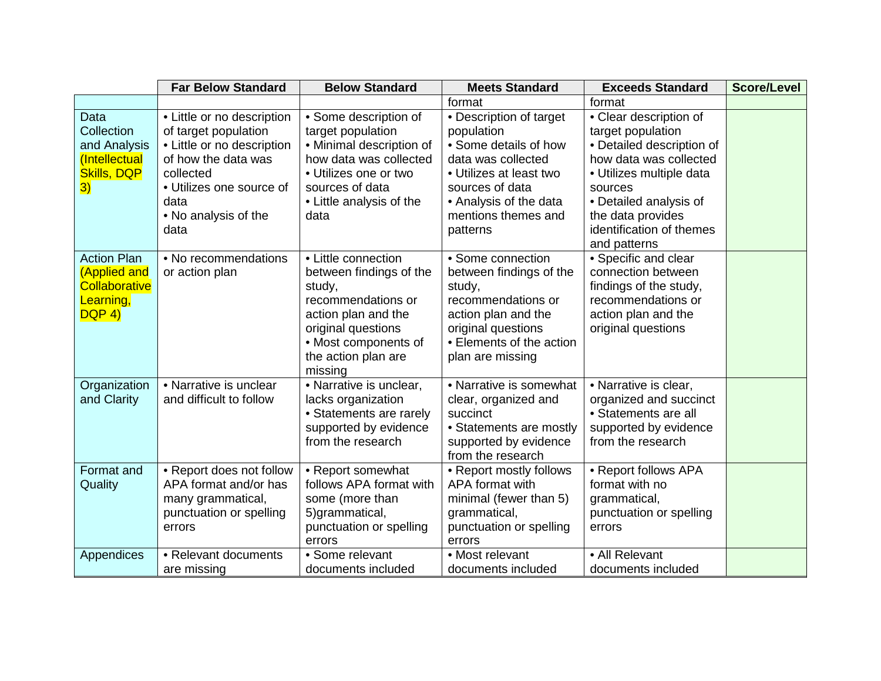| | Far Below Standard | Below Standard | Meets Standard | Exceeds Standard | Score/Level |
|---|---|---|---|---|---|
| | | | format | format | |
| Data Collection and Analysis (Intellectual Skills, DQP 3) | • Little or no description of target population<br>• Little or no description of how the data was collected<br>• Utilizes one source of data<br>• No analysis of the data | • Some description of target population<br>• Minimal description of how data was collected<br>• Utilizes one or two sources of data<br>• Little analysis of the data | • Description of target population<br>• Some details of how data was collected<br>• Utilizes at least two sources of data<br>• Analysis of the data mentions themes and patterns | • Clear description of target population<br>• Detailed description of how data was collected<br>• Utilizes multiple data sources<br>• Detailed analysis of the data provides identification of themes and patterns | |
| Action Plan (Applied and Collaborative Learning, DQP 4) | • No recommendations or action plan | • Little connection between findings of the study, recommendations or action plan and the original questions<br>• Most components of the action plan are missing | • Some connection between findings of the study, recommendations or action plan and the original questions<br>• Elements of the action plan are missing | • Specific and clear connection between findings of the study, recommendations or action plan and the original questions | |
| Organization and Clarity | • Narrative is unclear and difficult to follow | • Narrative is unclear, lacks organization<br>• Statements are rarely supported by evidence from the research | • Narrative is somewhat clear, organized and succinct<br>• Statements are mostly supported by evidence from the research | • Narrative is clear, organized and succinct<br>• Statements are all supported by evidence from the research | |
| Format and Quality | • Report does not follow APA format and/or has many grammatical, punctuation or spelling errors | • Report somewhat follows APA format with some (more than 5)grammatical, punctuation or spelling errors | • Report mostly follows APA format with minimal (fewer than 5) grammatical, punctuation or spelling errors | • Report follows APA format with no grammatical, punctuation or spelling errors | |
| Appendices | • Relevant documents are missing | • Some relevant documents included | • Most relevant documents included | • All Relevant documents included | |